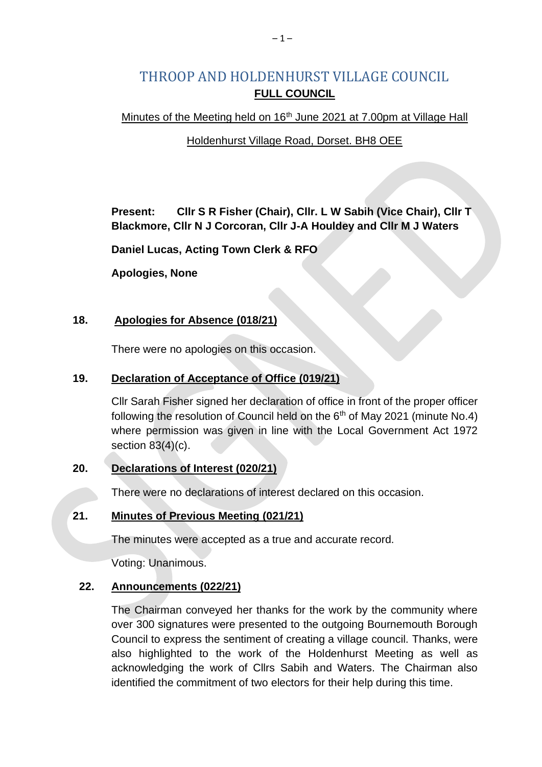# THROOP AND HOLDENHURST VILLAGE COUNCIL

## FULL COUNCIL

Minutes of the Meeting held on 16th June 2021 at 7.00pm at Village Hall

Holdenhurst Village Road, Dorset. BH8 OEE

**Present: Cllr S R Fisher (Chair), Cllr. L W Sabih (Vice Chair), Cllr T Blackmore, Cllr N J Corcoran, Cllr J-A Houldey and Cllr M J Waters**

**Daniel Lucas, Acting Town Clerk & RFO**

**Apologies, None**

### 18. Apologies for Absence (018/21)

There were no apologies on this occasion.

### 19. Declaration of Acceptance of Office (019/21)

Cllr Sarah Fisher signed her declaration of office in front of the proper officer following the resolution of Council held on the 6th of May 2021 (minute No.4) where permission was given in line with the Local Government Act 1972 section 83(4)(c).

### 20. Declarations of Interest (020/21)

There were no declarations of interest declared on this occasion.

### 21. Minutes of Previous Meeting (021/21)

The minutes were accepted as a true and accurate record.

Voting: Unanimous.

### 22. Announcements (022/21)

The Chairman conveyed her thanks for the work by the community where over 300 signatures were presented to the outgoing Bournemouth Borough Council to express the sentiment of creating a village council. Thanks, were also highlighted to the work of the Holdenhurst Meeting as well as acknowledging the work of Cllrs Sabih and Waters. The Chairman also identified the commitment of two electors for their help during this time.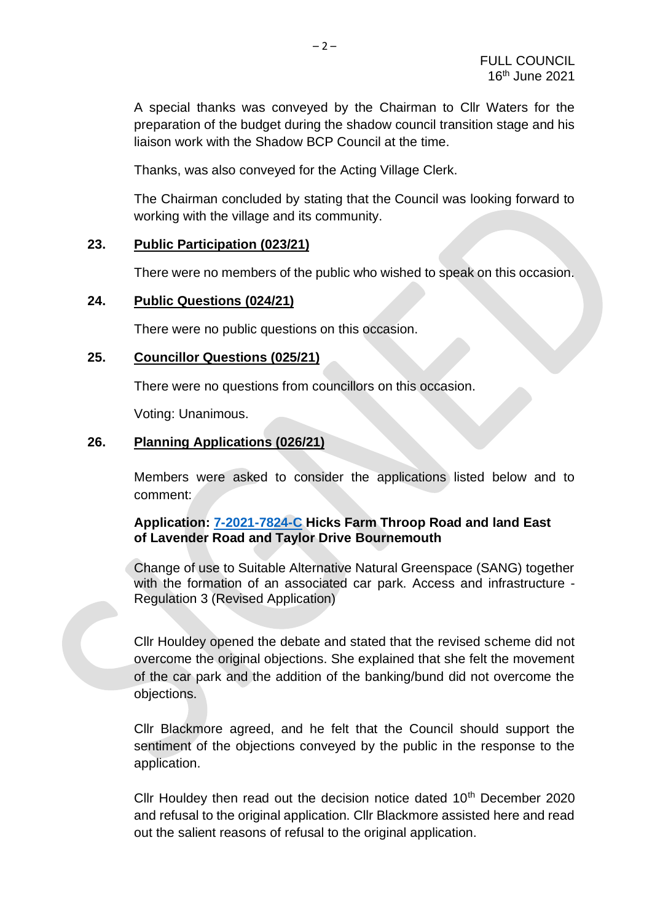A special thanks was conveyed by the Chairman to Cllr Waters for the preparation of the budget during the shadow council transition stage and his liaison work with the Shadow BCP Council at the time.

Thanks, was also conveyed for the Acting Village Clerk.

The Chairman concluded by stating that the Council was looking forward to working with the village and its community.

**23. Public Participation (023/21)**

There were no members of the public who wished to speak on this occasion.

**24. Public Questions (024/21)**

There were no public questions on this occasion.

**25. Councillor Questions (025/21)**

There were no questions from councillors on this occasion.

Voting: Unanimous.

**26. Planning Applications (026/21)**

Members were asked to consider the applications listed below and to comment:

**Application: 7-2021-7824-C Hicks Farm Throop Road and land East of Lavender Road and Taylor Drive Bournemouth**

Change of use to Suitable Alternative Natural Greenspace (SANG) together with the formation of an associated car park. Access and infrastructure - Regulation 3 (Revised Application)

Cllr Houldey opened the debate and stated that the revised scheme did not overcome the original objections. She explained that she felt the movement of the car park and the addition of the banking/bund did not overcome the objections.

Cllr Blackmore agreed, and he felt that the Council should support the sentiment of the objections conveyed by the public in the response to the application.

Cllr Houldey then read out the decision notice dated 10th December 2020 and refusal to the original application. Cllr Blackmore assisted here and read out the salient reasons of refusal to the original application.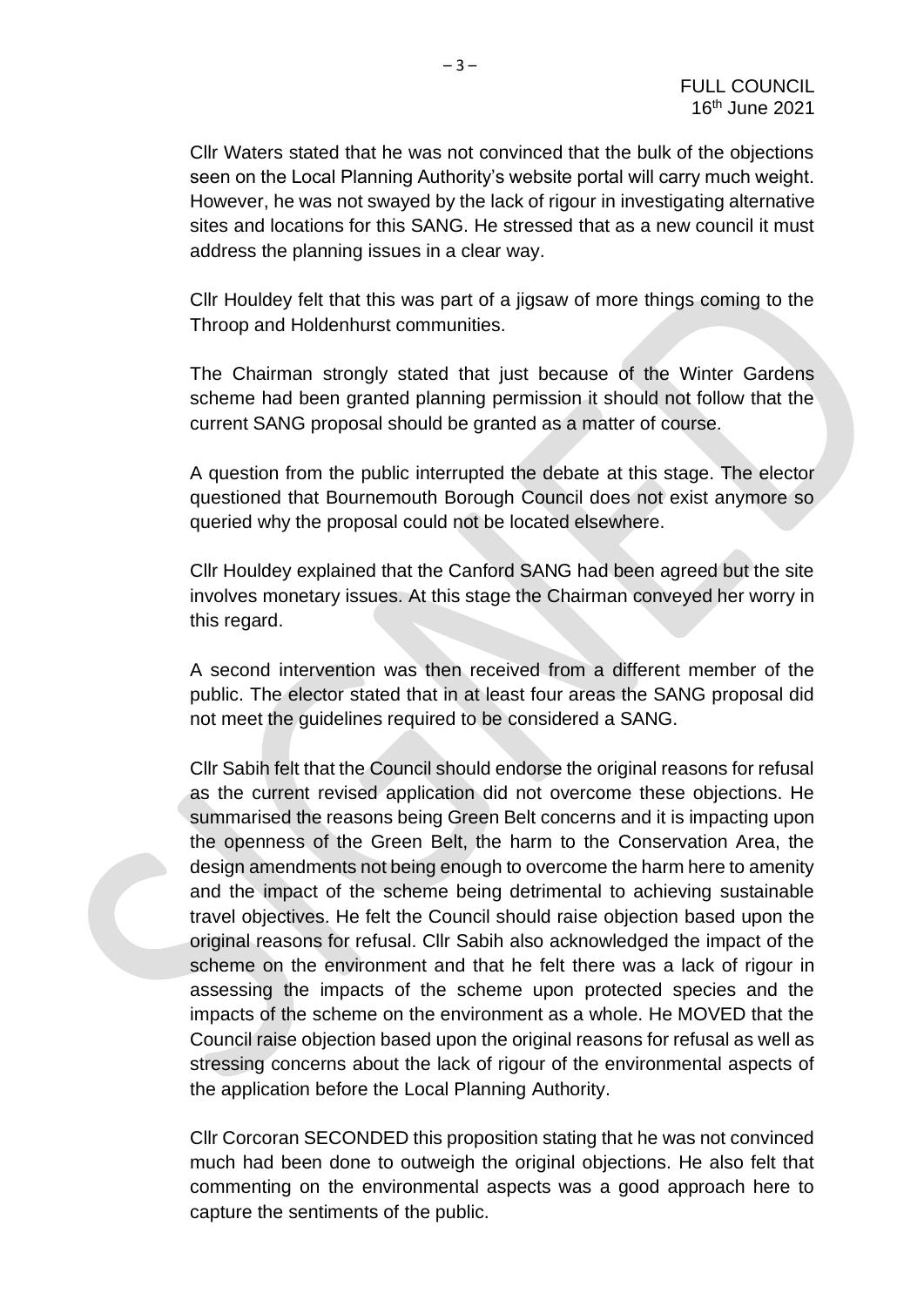Cllr Waters stated that he was not convinced that the bulk of the objections seen on the Local Planning Authority's website portal will carry much weight. However, he was not swayed by the lack of rigour in investigating alternative sites and locations for this SANG. He stressed that as a new council it must address the planning issues in a clear way.

Cllr Houldey felt that this was part of a jigsaw of more things coming to the Throop and Holdenhurst communities.

The Chairman strongly stated that just because of the Winter Gardens scheme had been granted planning permission it should not follow that the current SANG proposal should be granted as a matter of course.

A question from the public interrupted the debate at this stage. The elector questioned that Bournemouth Borough Council does not exist anymore so queried why the proposal could not be located elsewhere.

Cllr Houldey explained that the Canford SANG had been agreed but the site involves monetary issues. At this stage the Chairman conveyed her worry in this regard.

A second intervention was then received from a different member of the public. The elector stated that in at least four areas the SANG proposal did not meet the guidelines required to be considered a SANG.

Cllr Sabih felt that the Council should endorse the original reasons for refusal as the current revised application did not overcome these objections. He summarised the reasons being Green Belt concerns and it is impacting upon the openness of the Green Belt, the harm to the Conservation Area, the design amendments not being enough to overcome the harm here to amenity and the impact of the scheme being detrimental to achieving sustainable travel objectives. He felt the Council should raise objection based upon the original reasons for refusal. Cllr Sabih also acknowledged the impact of the scheme on the environment and that he felt there was a lack of rigour in assessing the impacts of the scheme upon protected species and the impacts of the scheme on the environment as a whole. He MOVED that the Council raise objection based upon the original reasons for refusal as well as stressing concerns about the lack of rigour of the environmental aspects of the application before the Local Planning Authority.

Cllr Corcoran SECONDED this proposition stating that he was not convinced much had been done to outweigh the original objections. He also felt that commenting on the environmental aspects was a good approach here to capture the sentiments of the public.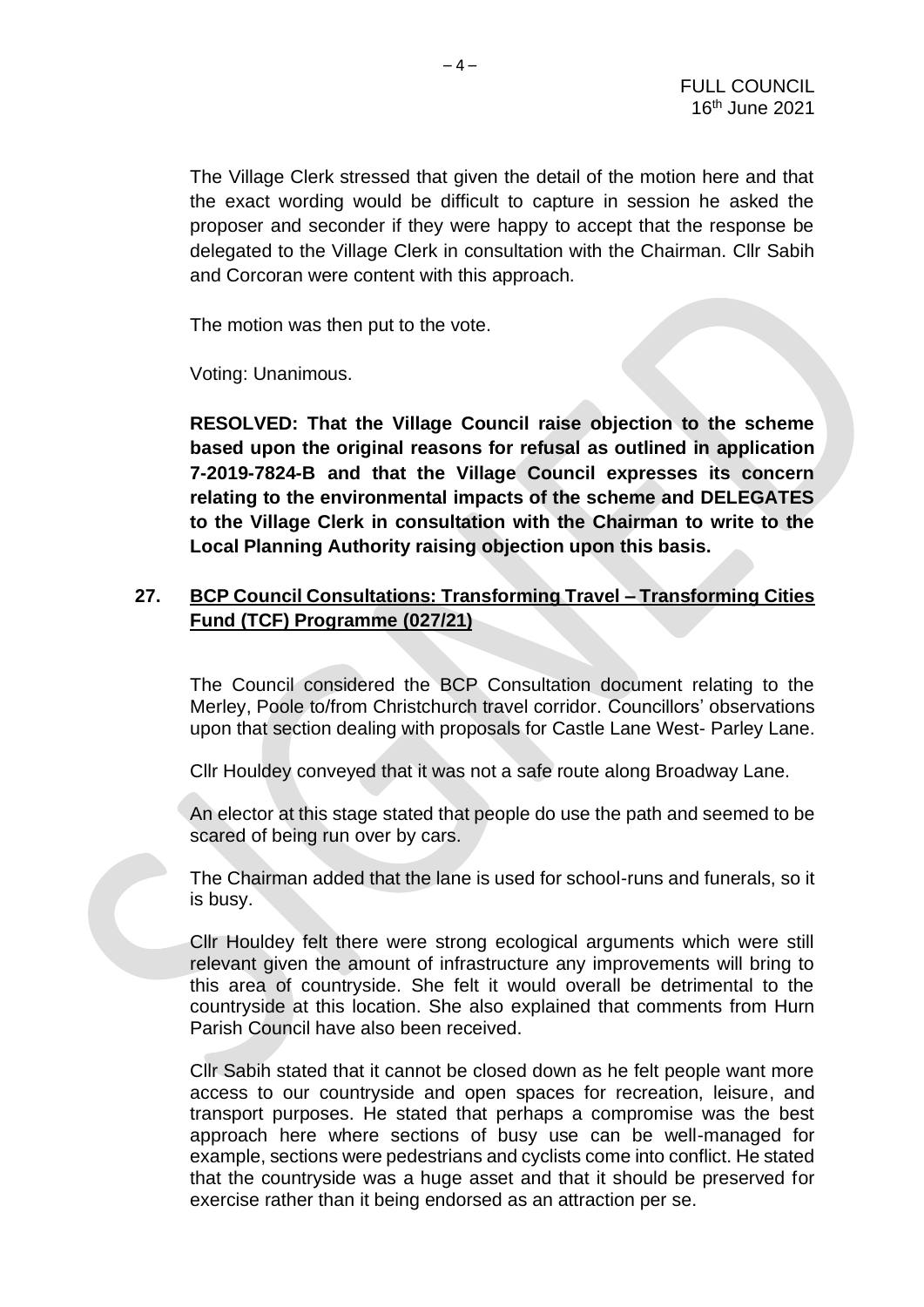The Village Clerk stressed that given the detail of the motion here and that the exact wording would be difficult to capture in session he asked the proposer and seconder if they were happy to accept that the response be delegated to the Village Clerk in consultation with the Chairman. Cllr Sabih and Corcoran were content with this approach.

The motion was then put to the vote.

Voting: Unanimous.

**RESOLVED: That the Village Council raise objection to the scheme based upon the original reasons for refusal as outlined in application 7-2019-7824-B and that the Village Council expresses its concern relating to the environmental impacts of the scheme and DELEGATES to the Village Clerk in consultation with the Chairman to write to the Local Planning Authority raising objection upon this basis.**

## 27. BCP Council Consultations: Transforming Travel – Transforming Cities Fund (TCF) Programme (027/21)

The Council considered the BCP Consultation document relating to the Merley, Poole to/from Christchurch travel corridor. Councillors' observations upon that section dealing with proposals for Castle Lane West- Parley Lane.

Cllr Houldey conveyed that it was not a safe route along Broadway Lane.

An elector at this stage stated that people do use the path and seemed to be scared of being run over by cars.

The Chairman added that the lane is used for school-runs and funerals, so it is busy.

Cllr Houldey felt there were strong ecological arguments which were still relevant given the amount of infrastructure any improvements will bring to this area of countryside. She felt it would overall be detrimental to the countryside at this location. She also explained that comments from Hurn Parish Council have also been received.

Cllr Sabih stated that it cannot be closed down as he felt people want more access to our countryside and open spaces for recreation, leisure, and transport purposes. He stated that perhaps a compromise was the best approach here where sections of busy use can be well-managed for example, sections were pedestrians and cyclists come into conflict. He stated that the countryside was a huge asset and that it should be preserved for exercise rather than it being endorsed as an attraction per se.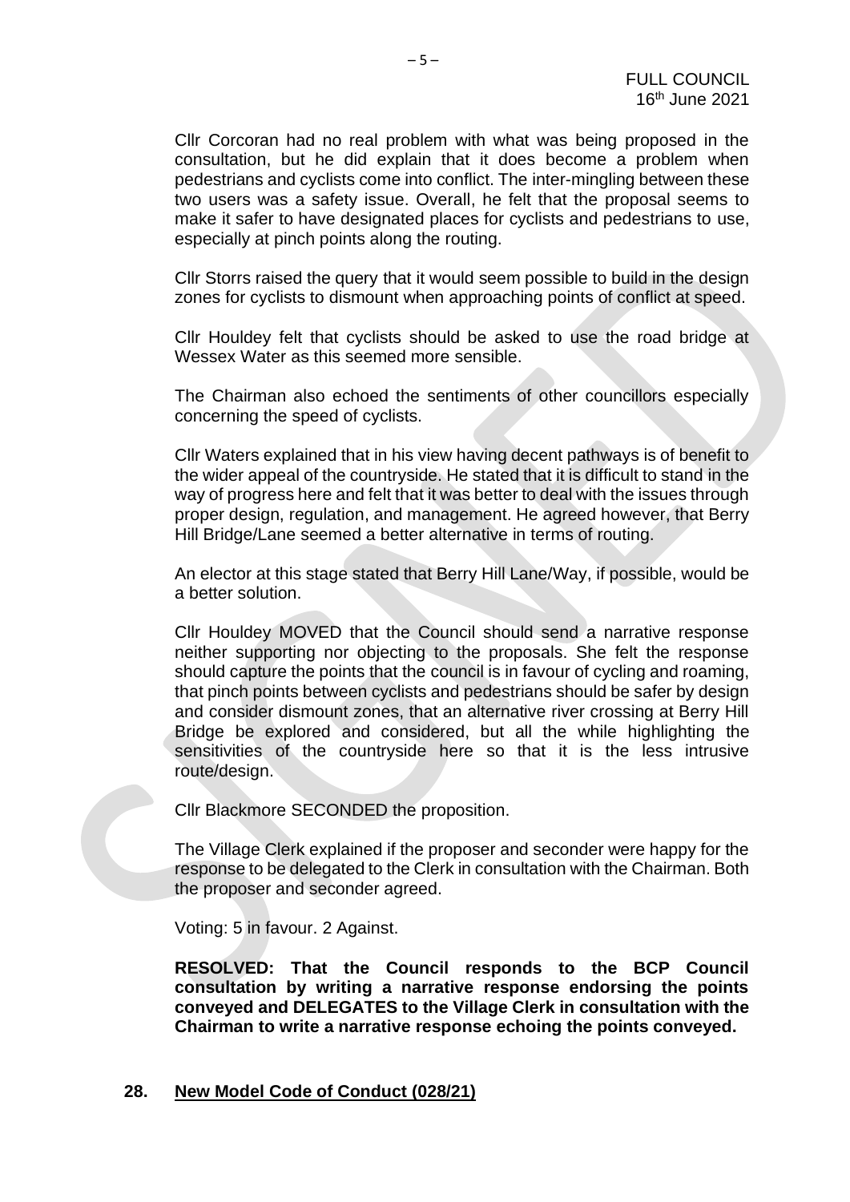Cllr Corcoran had no real problem with what was being proposed in the consultation, but he did explain that it does become a problem when pedestrians and cyclists come into conflict. The inter-mingling between these two users was a safety issue. Overall, he felt that the proposal seems to make it safer to have designated places for cyclists and pedestrians to use, especially at pinch points along the routing.

Cllr Storrs raised the query that it would seem possible to build in the design zones for cyclists to dismount when approaching points of conflict at speed.

Cllr Houldey felt that cyclists should be asked to use the road bridge at Wessex Water as this seemed more sensible.

The Chairman also echoed the sentiments of other councillors especially concerning the speed of cyclists.

Cllr Waters explained that in his view having decent pathways is of benefit to the wider appeal of the countryside. He stated that it is difficult to stand in the way of progress here and felt that it was better to deal with the issues through proper design, regulation, and management. He agreed however, that Berry Hill Bridge/Lane seemed a better alternative in terms of routing.

An elector at this stage stated that Berry Hill Lane/Way, if possible, would be a better solution.

Cllr Houldey MOVED that the Council should send a narrative response neither supporting nor objecting to the proposals. She felt the response should capture the points that the council is in favour of cycling and roaming, that pinch points between cyclists and pedestrians should be safer by design and consider dismount zones, that an alternative river crossing at Berry Hill Bridge be explored and considered, but all the while highlighting the sensitivities of the countryside here so that it is the less intrusive route/design.

Cllr Blackmore SECONDED the proposition.

The Village Clerk explained if the proposer and seconder were happy for the response to be delegated to the Clerk in consultation with the Chairman. Both the proposer and seconder agreed.

Voting: 5 in favour. 2 Against.

**RESOLVED: That the Council responds to the BCP Council consultation by writing a narrative response endorsing the points conveyed and DELEGATES to the Village Clerk in consultation with the Chairman to write a narrative response echoing the points conveyed.**

## 28. New Model Code of Conduct (028/21)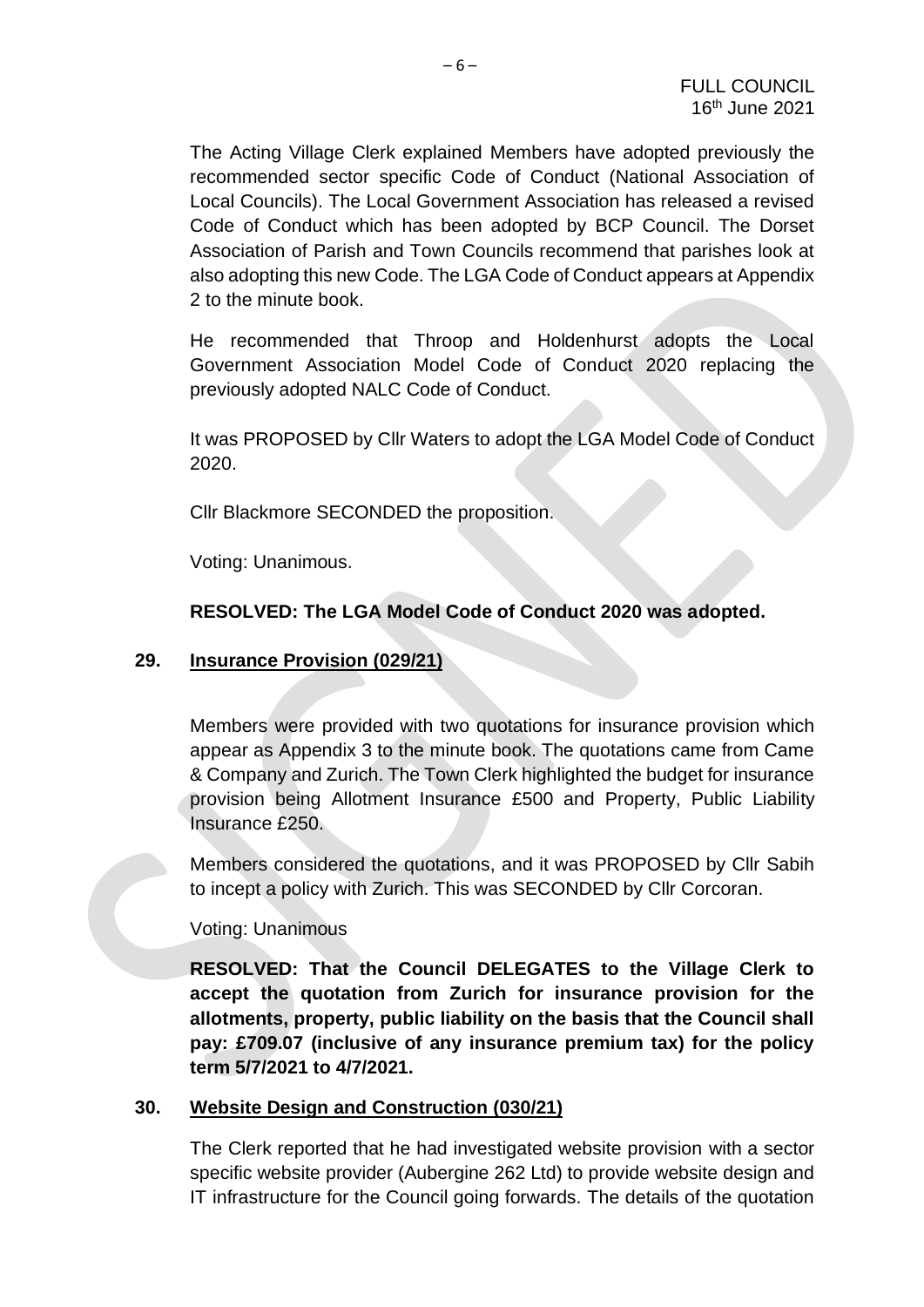The Acting Village Clerk explained Members have adopted previously the recommended sector specific Code of Conduct (National Association of Local Councils). The Local Government Association has released a revised Code of Conduct which has been adopted by BCP Council. The Dorset Association of Parish and Town Councils recommend that parishes look at also adopting this new Code. The LGA Code of Conduct appears at Appendix 2 to the minute book.

He recommended that Throop and Holdenhurst adopts the Local Government Association Model Code of Conduct 2020 replacing the previously adopted NALC Code of Conduct.

It was PROPOSED by Cllr Waters to adopt the LGA Model Code of Conduct 2020.

Cllr Blackmore SECONDED the proposition.

Voting: Unanimous.

**RESOLVED: The LGA Model Code of Conduct 2020 was adopted.**

## 29. Insurance Provision (029/21)

Members were provided with two quotations for insurance provision which appear as Appendix 3 to the minute book. The quotations came from Came & Company and Zurich. The Town Clerk highlighted the budget for insurance provision being Allotment Insurance £500 and Property, Public Liability Insurance £250.

Members considered the quotations, and it was PROPOSED by Cllr Sabih to incept a policy with Zurich. This was SECONDED by Cllr Corcoran.

Voting: Unanimous

**RESOLVED: That the Council DELEGATES to the Village Clerk to accept the quotation from Zurich for insurance provision for the allotments, property, public liability on the basis that the Council shall pay: £709.07 (inclusive of any insurance premium tax) for the policy term 5/7/2021 to 4/7/2021.**

## 30. Website Design and Construction (030/21)

The Clerk reported that he had investigated website provision with a sector specific website provider (Aubergine 262 Ltd) to provide website design and IT infrastructure for the Council going forwards. The details of the quotation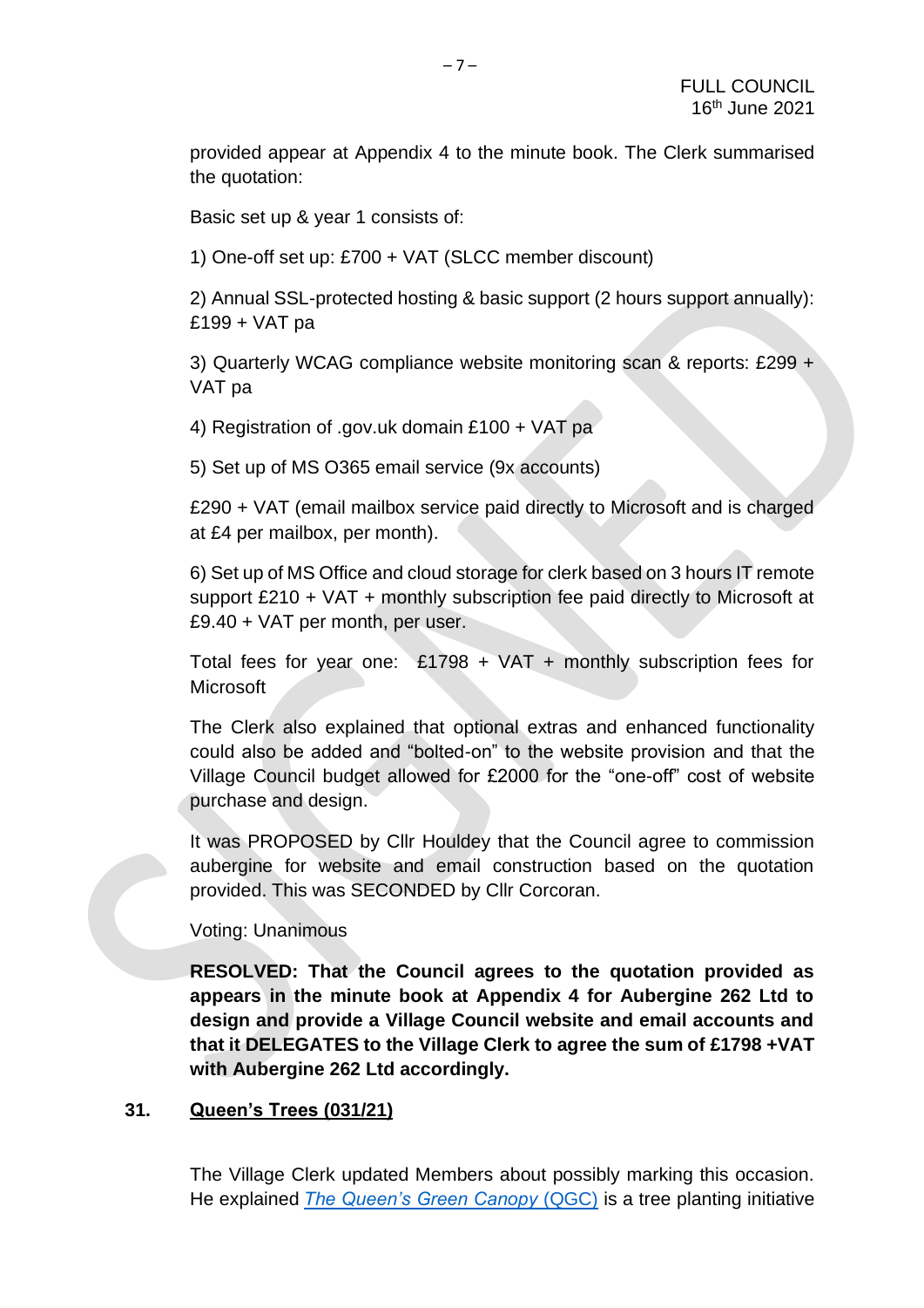provided appear at Appendix 4 to the minute book. The Clerk summarised the quotation:

Basic set up & year 1 consists of:

1) One-off set up: £700 + VAT (SLCC member discount)

2) Annual SSL-protected hosting & basic support (2 hours support annually): £199 + VAT pa

3) Quarterly WCAG compliance website monitoring scan & reports: £299 + VAT pa

4) Registration of .gov.uk domain £100 + VAT pa

5) Set up of MS O365 email service (9x accounts)

£290 + VAT (email mailbox service paid directly to Microsoft and is charged at £4 per mailbox, per month).

6) Set up of MS Office and cloud storage for clerk based on 3 hours IT remote support £210 + VAT + monthly subscription fee paid directly to Microsoft at £9.40 + VAT per month, per user.

Total fees for year one: £1798 + VAT + monthly subscription fees for Microsoft

The Clerk also explained that optional extras and enhanced functionality could also be added and "bolted-on" to the website provision and that the Village Council budget allowed for £2000 for the "one-off" cost of website purchase and design.

It was PROPOSED by Cllr Houldey that the Council agree to commission aubergine for website and email construction based on the quotation provided. This was SECONDED by Cllr Corcoran.

Voting: Unanimous

**RESOLVED: That the Council agrees to the quotation provided as appears in the minute book at Appendix 4 for Aubergine 262 Ltd to design and provide a Village Council website and email accounts and that it DELEGATES to the Village Clerk to agree the sum of £1798 +VAT with Aubergine 262 Ltd accordingly.**

## 31. Queen's Trees (031/21)

The Village Clerk updated Members about possibly marking this occasion. He explained *The Queen's Green Canopy* (QGC) is a tree planting initiative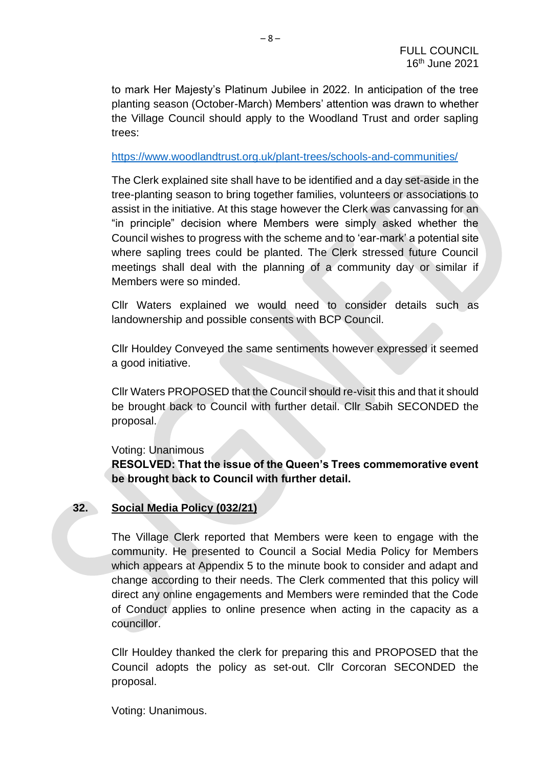to mark Her Majesty's Platinum Jubilee in 2022. In anticipation of the tree planting season (October-March) Members' attention was drawn to whether the Village Council should apply to the Woodland Trust and order sapling trees:

https://www.woodlandtrust.org.uk/plant-trees/schools-and-communities/

The Clerk explained site shall have to be identified and a day set-aside in the tree-planting season to bring together families, volunteers or associations to assist in the initiative. At this stage however the Clerk was canvassing for an "in principle" decision where Members were simply asked whether the Council wishes to progress with the scheme and to 'ear-mark' a potential site where sapling trees could be planted. The Clerk stressed future Council meetings shall deal with the planning of a community day or similar if Members were so minded.

Cllr Waters explained we would need to consider details such as landownership and possible consents with BCP Council.

Cllr Houldey Conveyed the same sentiments however expressed it seemed a good initiative.

Cllr Waters PROPOSED that the Council should re-visit this and that it should be brought back to Council with further detail. Cllr Sabih SECONDED the proposal.

Voting: Unanimous

**RESOLVED: That the issue of the Queen's Trees commemorative event be brought back to Council with further detail.**

## 32. Social Media Policy (032/21)

The Village Clerk reported that Members were keen to engage with the community. He presented to Council a Social Media Policy for Members which appears at Appendix 5 to the minute book to consider and adapt and change according to their needs. The Clerk commented that this policy will direct any online engagements and Members were reminded that the Code of Conduct applies to online presence when acting in the capacity as a councillor.

Cllr Houldey thanked the clerk for preparing this and PROPOSED that the Council adopts the policy as set-out. Cllr Corcoran SECONDED the proposal.

Voting: Unanimous.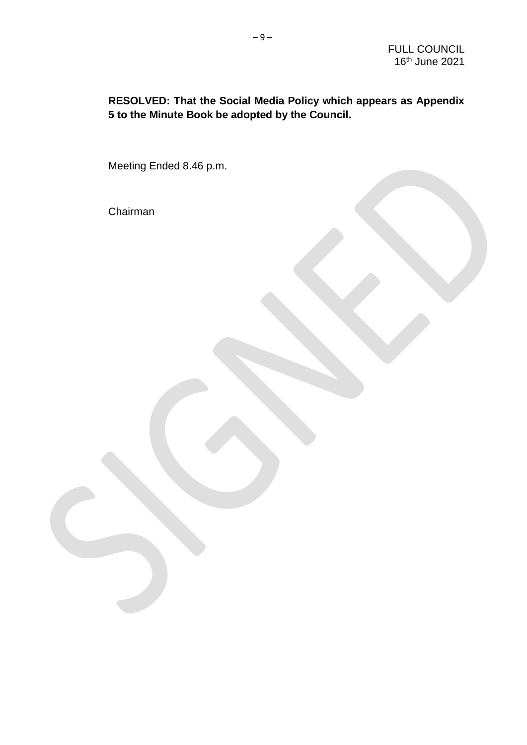**RESOLVED: That the Social Media Policy which appears as Appendix 5 to the Minute Book be adopted by the Council.**

Meeting Ended 8.46 p.m.

Chairman